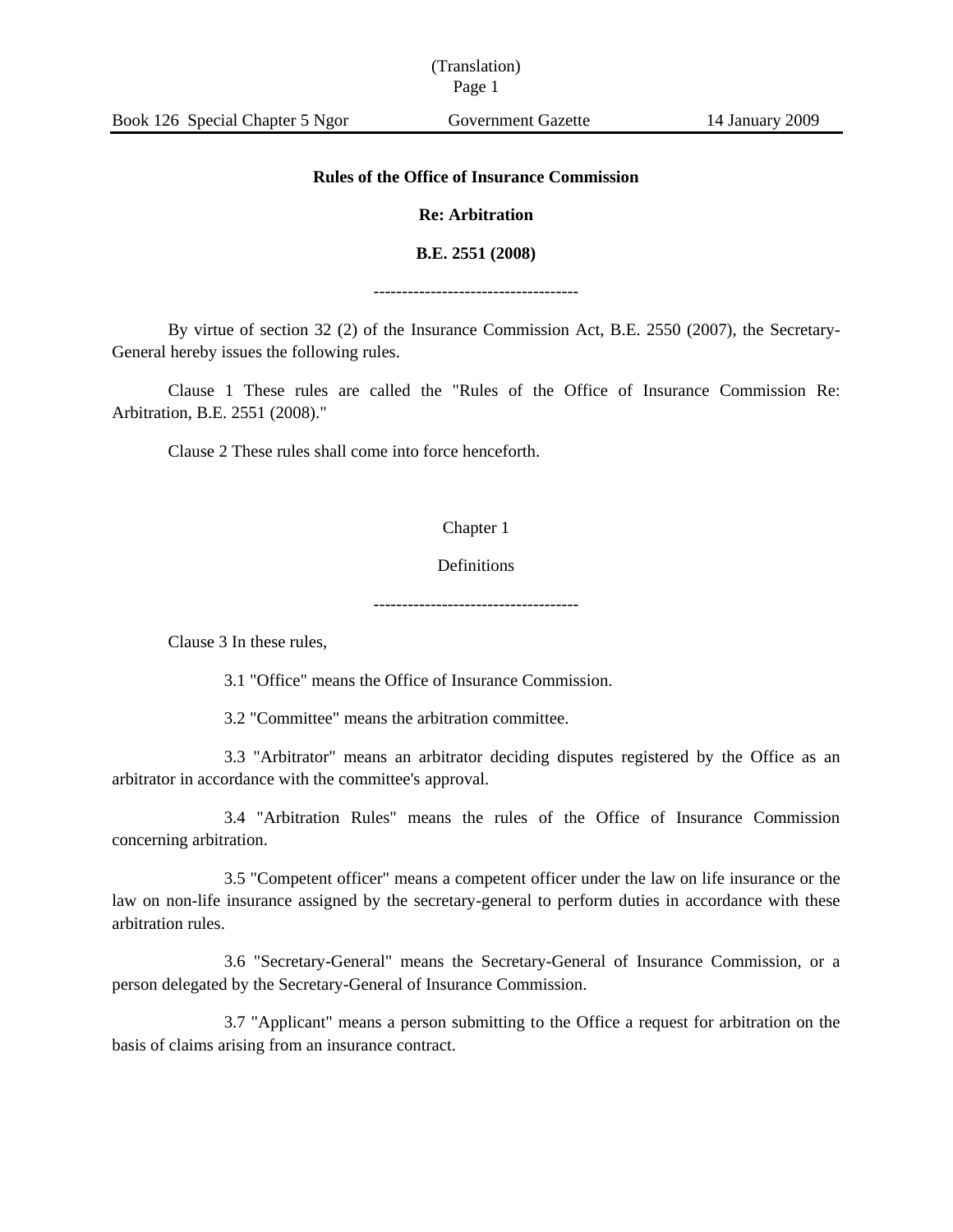(Translation)

# Rules of the Office of Insurance Commission

## Re: Arbitration

## B.E. 2551 (2008)

------------------------------------

By virtue of section 32 (2) of the Insurance Commission Act, B.E. 2550 (2007), the Secretary-General hereby issues the following rules.

Clause 1 These rules are called the "Rules of the Office of Insurance Commission Re: Arbitration, B.E. 2551 (2008)."

Clause 2 These rules shall come into force henceforth.

### Chapter 1

### Definitions

------------------------------------

Clause 3 In these rules,

3.1 "Office" means the Office of Insurance Commission.

3.2 "Committee" means the arbitration committee.

3.3 "Arbitrator" means an arbitrator deciding disputes registered by the Office as an arbitrator in accordance with the committee's approval.

3.4 "Arbitration Rules" means the rules of the Office of Insurance Commission concerning arbitration.

3.5 "Competent officer" means a competent officer under the law on life insurance or the law on non-life insurance assigned by the secretary-general to perform duties in accordance with these arbitration rules.

3.6 "Secretary-General" means the Secretary-General of Insurance Commission, or a person delegated by the Secretary-General of Insurance Commission.

3.7 "Applicant" means a person submitting to the Office a request for arbitration on the basis of claims arising from an insurance contract.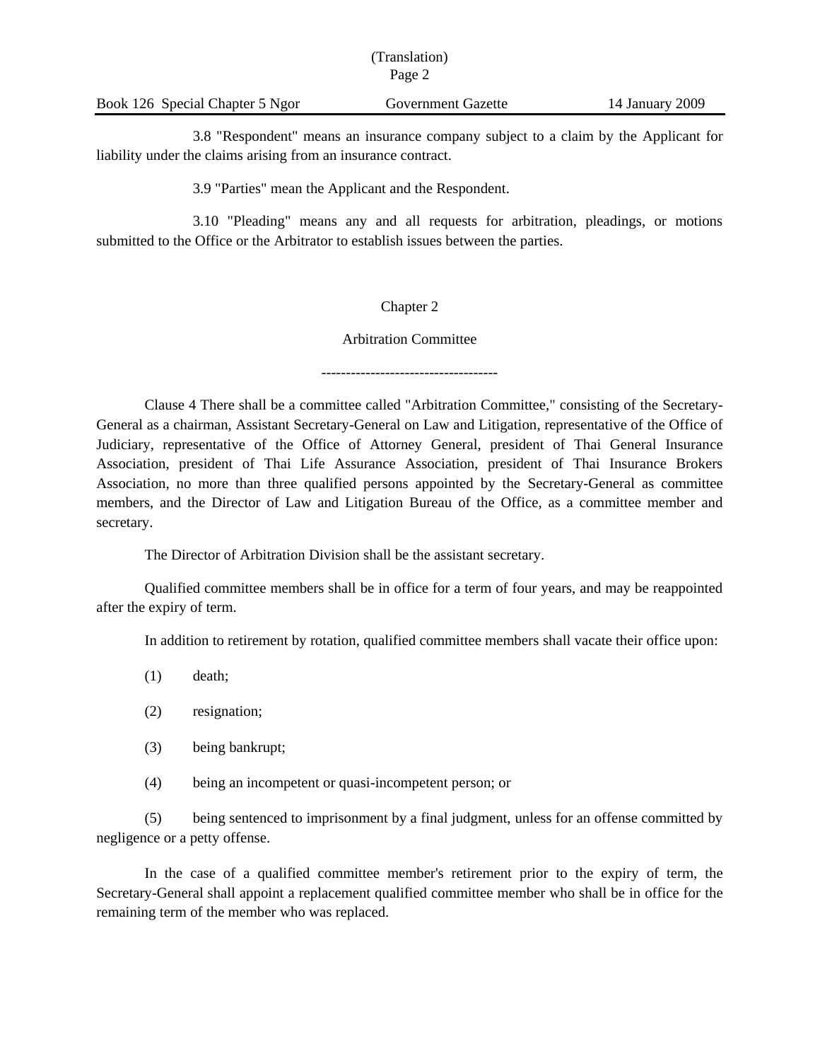3.8 "Respondent" means an insurance company subject to a claim by the Applicant for liability under the claims arising from an insurance contract.

3.9 "Parties" mean the Applicant and the Respondent.

3.10 "Pleading" means any and all requests for arbitration, pleadings, or motions submitted to the Office or the Arbitrator to establish issues between the parties.

## Chapter 2

## Arbitration Committee

------------------------------------

Clause 4 There shall be a committee called "Arbitration Committee," consisting of the Secretary-General as a chairman, Assistant Secretary-General on Law and Litigation, representative of the Office of Judiciary, representative of the Office of Attorney General, president of Thai General Insurance Association, president of Thai Life Assurance Association, president of Thai Insurance Brokers Association, no more than three qualified persons appointed by the Secretary-General as committee members, and the Director of Law and Litigation Bureau of the Office, as a committee member and secretary.

The Director of Arbitration Division shall be the assistant secretary.

Qualified committee members shall be in office for a term of four years, and may be reappointed after the expiry of term.

In addition to retirement by rotation, qualified committee members shall vacate their office upon:

(1) death;

(2) resignation;

(3) being bankrupt;

(4) being an incompetent or quasi-incompetent person; or

(5) being sentenced to imprisonment by a final judgment, unless for an offense committed by negligence or a petty offense.

In the case of a qualified committee member's retirement prior to the expiry of term, the Secretary-General shall appoint a replacement qualified committee member who shall be in office for the remaining term of the member who was replaced.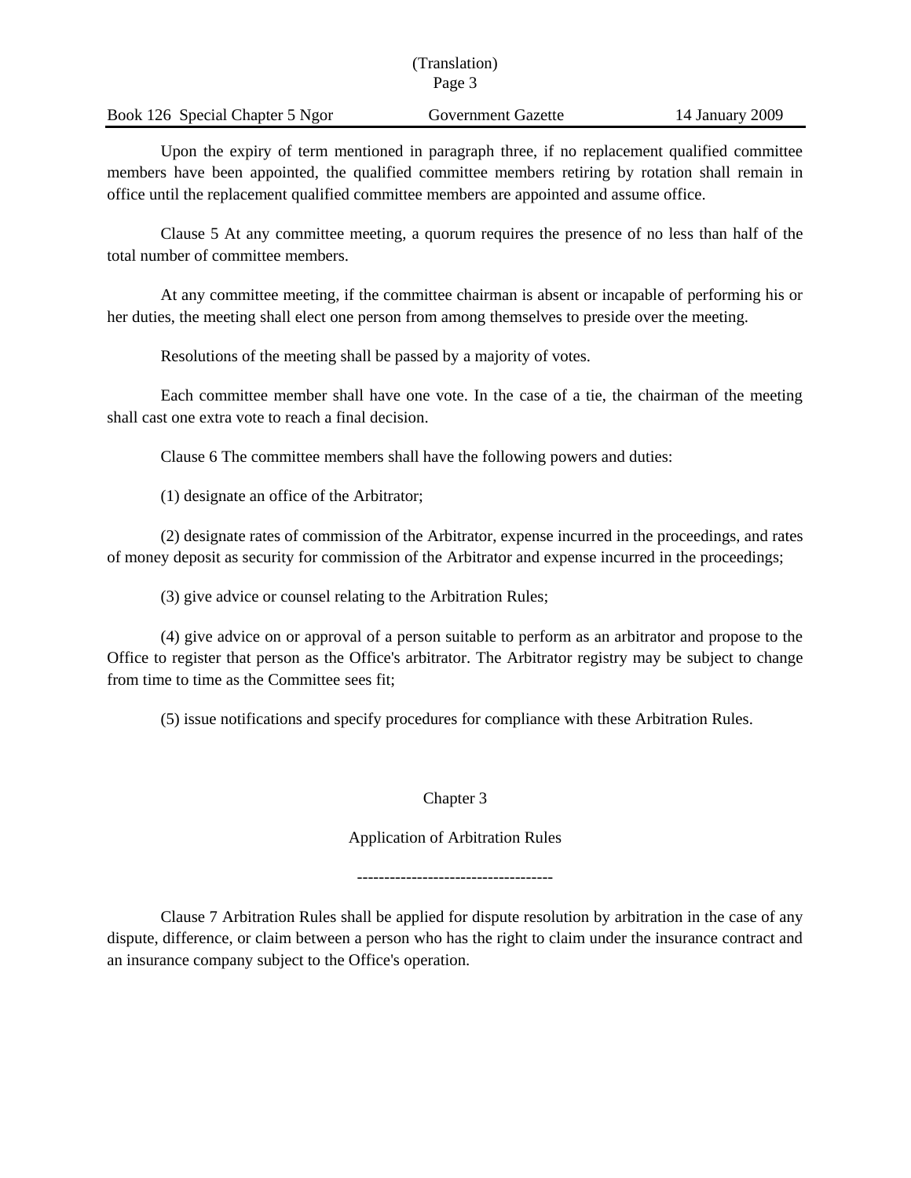Upon the expiry of term mentioned in paragraph three, if no replacement qualified committee members have been appointed, the qualified committee members retiring by rotation shall remain in office until the replacement qualified committee members are appointed and assume office.

Clause 5 At any committee meeting, a quorum requires the presence of no less than half of the total number of committee members.

At any committee meeting, if the committee chairman is absent or incapable of performing his or her duties, the meeting shall elect one person from among themselves to preside over the meeting.

Resolutions of the meeting shall be passed by a majority of votes.

Each committee member shall have one vote. In the case of a tie, the chairman of the meeting shall cast one extra vote to reach a final decision.

Clause 6 The committee members shall have the following powers and duties:

(1) designate an office of the Arbitrator;

(2) designate rates of commission of the Arbitrator, expense incurred in the proceedings, and rates of money deposit as security for commission of the Arbitrator and expense incurred in the proceedings;

(3) give advice or counsel relating to the Arbitration Rules;

(4) give advice on or approval of a person suitable to perform as an arbitrator and propose to the Office to register that person as the Office's arbitrator. The Arbitrator registry may be subject to change from time to time as the Committee sees fit;

(5) issue notifications and specify procedures for compliance with these Arbitration Rules.

## Chapter 3

## Application of Arbitration Rules

------------------------------------

Clause 7 Arbitration Rules shall be applied for dispute resolution by arbitration in the case of any dispute, difference, or claim between a person who has the right to claim under the insurance contract and an insurance company subject to the Office's operation.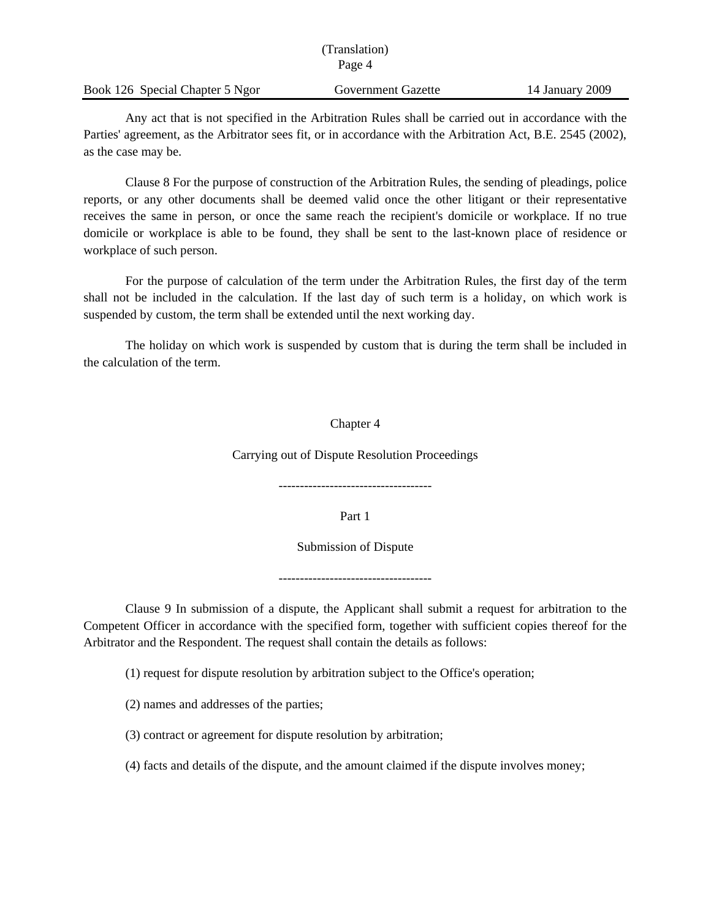Any act that is not specified in the Arbitration Rules shall be carried out in accordance with the Parties' agreement, as the Arbitrator sees fit, or in accordance with the Arbitration Act, B.E. 2545 (2002), as the case may be.

Clause 8 For the purpose of construction of the Arbitration Rules, the sending of pleadings, police reports, or any other documents shall be deemed valid once the other litigant or their representative receives the same in person, or once the same reach the recipient's domicile or workplace. If no true domicile or workplace is able to be found, they shall be sent to the last-known place of residence or workplace of such person.

For the purpose of calculation of the term under the Arbitration Rules, the first day of the term shall not be included in the calculation. If the last day of such term is a holiday, on which work is suspended by custom, the term shall be extended until the next working day.

The holiday on which work is suspended by custom that is during the term shall be included in the calculation of the term.

## Chapter 4

## Carrying out of Dispute Resolution Proceedings

------------------------------------

### Part 1

### Submission of Dispute

------------------------------------

Clause 9 In submission of a dispute, the Applicant shall submit a request for arbitration to the Competent Officer in accordance with the specified form, together with sufficient copies thereof for the Arbitrator and the Respondent. The request shall contain the details as follows:

(1) request for dispute resolution by arbitration subject to the Office's operation;

(2) names and addresses of the parties;

(3) contract or agreement for dispute resolution by arbitration;

(4) facts and details of the dispute, and the amount claimed if the dispute involves money;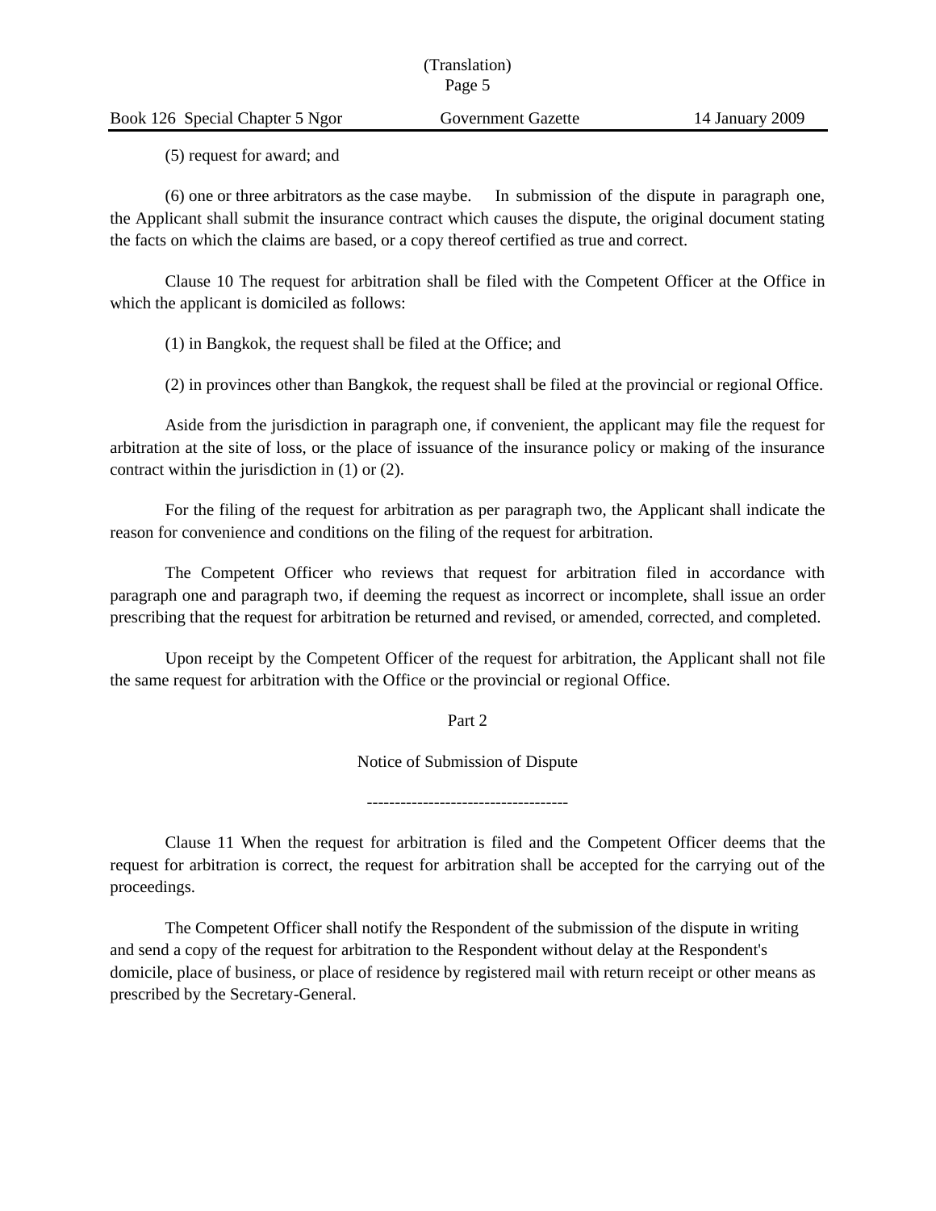(5) request for award; and

(6) one or three arbitrators as the case maybe.   In submission of the dispute in paragraph one, the Applicant shall submit the insurance contract which causes the dispute, the original document stating the facts on which the claims are based, or a copy thereof certified as true and correct.

Clause 10 The request for arbitration shall be filed with the Competent Officer at the Office in which the applicant is domiciled as follows:

(1) in Bangkok, the request shall be filed at the Office; and

(2) in provinces other than Bangkok, the request shall be filed at the provincial or regional Office.

Aside from the jurisdiction in paragraph one, if convenient, the applicant may file the request for arbitration at the site of loss, or the place of issuance of the insurance policy or making of the insurance contract within the jurisdiction in (1) or (2).

For the filing of the request for arbitration as per paragraph two, the Applicant shall indicate the reason for convenience and conditions on the filing of the request for arbitration.

The Competent Officer who reviews that request for arbitration filed in accordance with paragraph one and paragraph two, if deeming the request as incorrect or incomplete, shall issue an order prescribing that the request for arbitration be returned and revised, or amended, corrected, and completed.

Upon receipt by the Competent Officer of the request for arbitration, the Applicant shall not file the same request for arbitration with the Office or the provincial or regional Office.

## Part 2

## Notice of Submission of Dispute

------------------------------------

Clause 11 When the request for arbitration is filed and the Competent Officer deems that the request for arbitration is correct, the request for arbitration shall be accepted for the carrying out of the proceedings.

The Competent Officer shall notify the Respondent of the submission of the dispute in writing and send a copy of the request for arbitration to the Respondent without delay at the Respondent's domicile, place of business, or place of residence by registered mail with return receipt or other means as prescribed by the Secretary-General.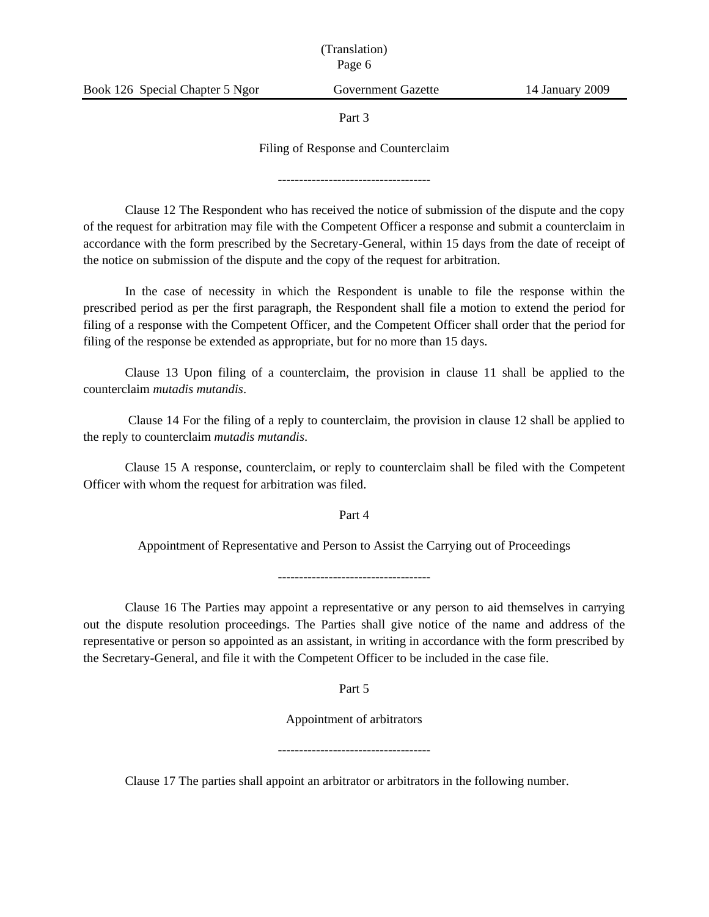## Part 3

## Filing of Response and Counterclaim

-----------------------------------

Clause 12 The Respondent who has received the notice of submission of the dispute and the copy of the request for arbitration may file with the Competent Officer a response and submit a counterclaim in accordance with the form prescribed by the Secretary-General, within 15 days from the date of receipt of the notice on submission of the dispute and the copy of the request for arbitration.

In the case of necessity in which the Respondent is unable to file the response within the prescribed period as per the first paragraph, the Respondent shall file a motion to extend the period for filing of a response with the Competent Officer, and the Competent Officer shall order that the period for filing of the response be extended as appropriate, but for no more than 15 days.

Clause 13 Upon filing of a counterclaim, the provision in clause 11 shall be applied to the counterclaim *mutadis mutandis*.

Clause 14 For the filing of a reply to counterclaim, the provision in clause 12 shall be applied to the reply to counterclaim *mutadis mutandis*.

Clause 15 A response, counterclaim, or reply to counterclaim shall be filed with the Competent Officer with whom the request for arbitration was filed.

## Part 4

## Appointment of Representative and Person to Assist the Carrying out of Proceedings

-----------------------------------

Clause 16 The Parties may appoint a representative or any person to aid themselves in carrying out the dispute resolution proceedings. The Parties shall give notice of the name and address of the representative or person so appointed as an assistant, in writing in accordance with the form prescribed by the Secretary-General, and file it with the Competent Officer to be included in the case file.

## Part 5

## Appointment of arbitrators

-----------------------------------

Clause 17 The parties shall appoint an arbitrator or arbitrators in the following number.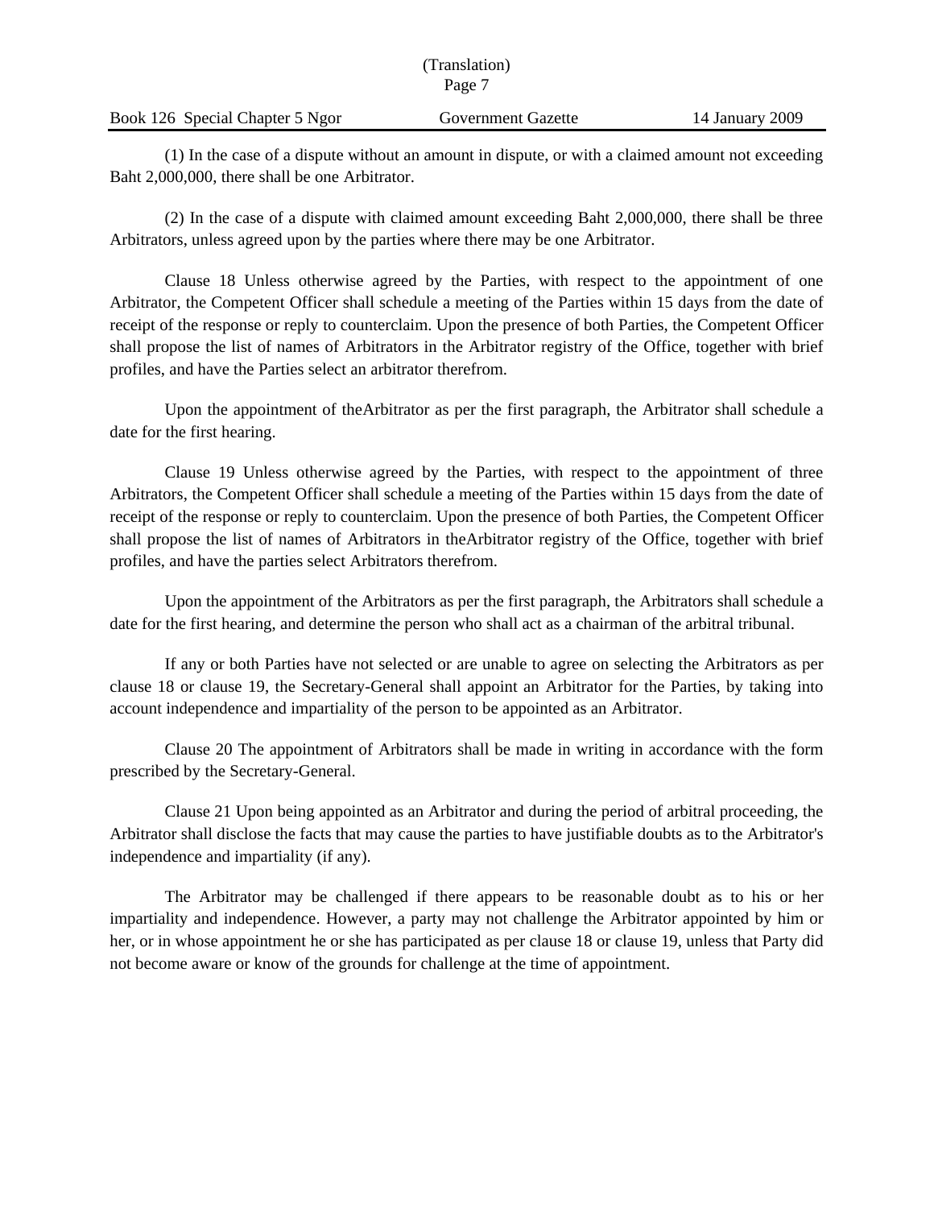(1) In the case of a dispute without an amount in dispute, or with a claimed amount not exceeding Baht 2,000,000, there shall be one Arbitrator.

(2) In the case of a dispute with claimed amount exceeding Baht 2,000,000, there shall be three Arbitrators, unless agreed upon by the parties where there may be one Arbitrator.

Clause 18 Unless otherwise agreed by the Parties, with respect to the appointment of one Arbitrator, the Competent Officer shall schedule a meeting of the Parties within 15 days from the date of receipt of the response or reply to counterclaim. Upon the presence of both Parties, the Competent Officer shall propose the list of names of Arbitrators in the Arbitrator registry of the Office, together with brief profiles, and have the Parties select an arbitrator therefrom.

Upon the appointment of theArbitrator as per the first paragraph, the Arbitrator shall schedule a date for the first hearing.

Clause 19 Unless otherwise agreed by the Parties, with respect to the appointment of three Arbitrators, the Competent Officer shall schedule a meeting of the Parties within 15 days from the date of receipt of the response or reply to counterclaim. Upon the presence of both Parties, the Competent Officer shall propose the list of names of Arbitrators in theArbitrator registry of the Office, together with brief profiles, and have the parties select Arbitrators therefrom.

Upon the appointment of the Arbitrators as per the first paragraph, the Arbitrators shall schedule a date for the first hearing, and determine the person who shall act as a chairman of the arbitral tribunal.

If any or both Parties have not selected or are unable to agree on selecting the Arbitrators as per clause 18 or clause 19, the Secretary-General shall appoint an Arbitrator for the Parties, by taking into account independence and impartiality of the person to be appointed as an Arbitrator.

Clause 20 The appointment of Arbitrators shall be made in writing in accordance with the form prescribed by the Secretary-General.

Clause 21 Upon being appointed as an Arbitrator and during the period of arbitral proceeding, the Arbitrator shall disclose the facts that may cause the parties to have justifiable doubts as to the Arbitrator's independence and impartiality (if any).

The Arbitrator may be challenged if there appears to be reasonable doubt as to his or her impartiality and independence. However, a party may not challenge the Arbitrator appointed by him or her, or in whose appointment he or she has participated as per clause 18 or clause 19, unless that Party did not become aware or know of the grounds for challenge at the time of appointment.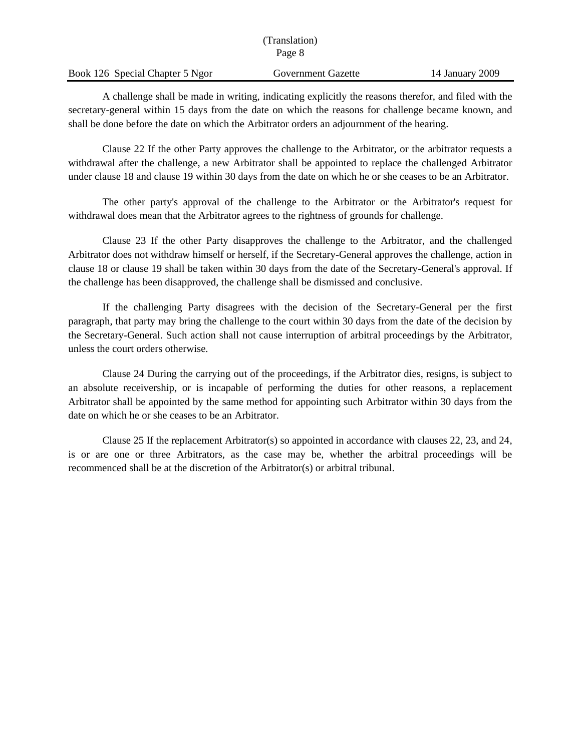A challenge shall be made in writing, indicating explicitly the reasons therefor, and filed with the secretary-general within 15 days from the date on which the reasons for challenge became known, and shall be done before the date on which the Arbitrator orders an adjournment of the hearing.

Clause 22 If the other Party approves the challenge to the Arbitrator, or the arbitrator requests a withdrawal after the challenge, a new Arbitrator shall be appointed to replace the challenged Arbitrator under clause 18 and clause 19 within 30 days from the date on which he or she ceases to be an Arbitrator.

The other party's approval of the challenge to the Arbitrator or the Arbitrator's request for withdrawal does mean that the Arbitrator agrees to the rightness of grounds for challenge.

Clause 23 If the other Party disapproves the challenge to the Arbitrator, and the challenged Arbitrator does not withdraw himself or herself, if the Secretary-General approves the challenge, action in clause 18 or clause 19 shall be taken within 30 days from the date of the Secretary-General's approval. If the challenge has been disapproved, the challenge shall be dismissed and conclusive.

If the challenging Party disagrees with the decision of the Secretary-General per the first paragraph, that party may bring the challenge to the court within 30 days from the date of the decision by the Secretary-General. Such action shall not cause interruption of arbitral proceedings by the Arbitrator, unless the court orders otherwise.

Clause 24 During the carrying out of the proceedings, if the Arbitrator dies, resigns, is subject to an absolute receivership, or is incapable of performing the duties for other reasons, a replacement Arbitrator shall be appointed by the same method for appointing such Arbitrator within 30 days from the date on which he or she ceases to be an Arbitrator.

Clause 25 If the replacement Arbitrator(s) so appointed in accordance with clauses 22, 23, and 24, is or are one or three Arbitrators, as the case may be, whether the arbitral proceedings will be recommenced shall be at the discretion of the Arbitrator(s) or arbitral tribunal.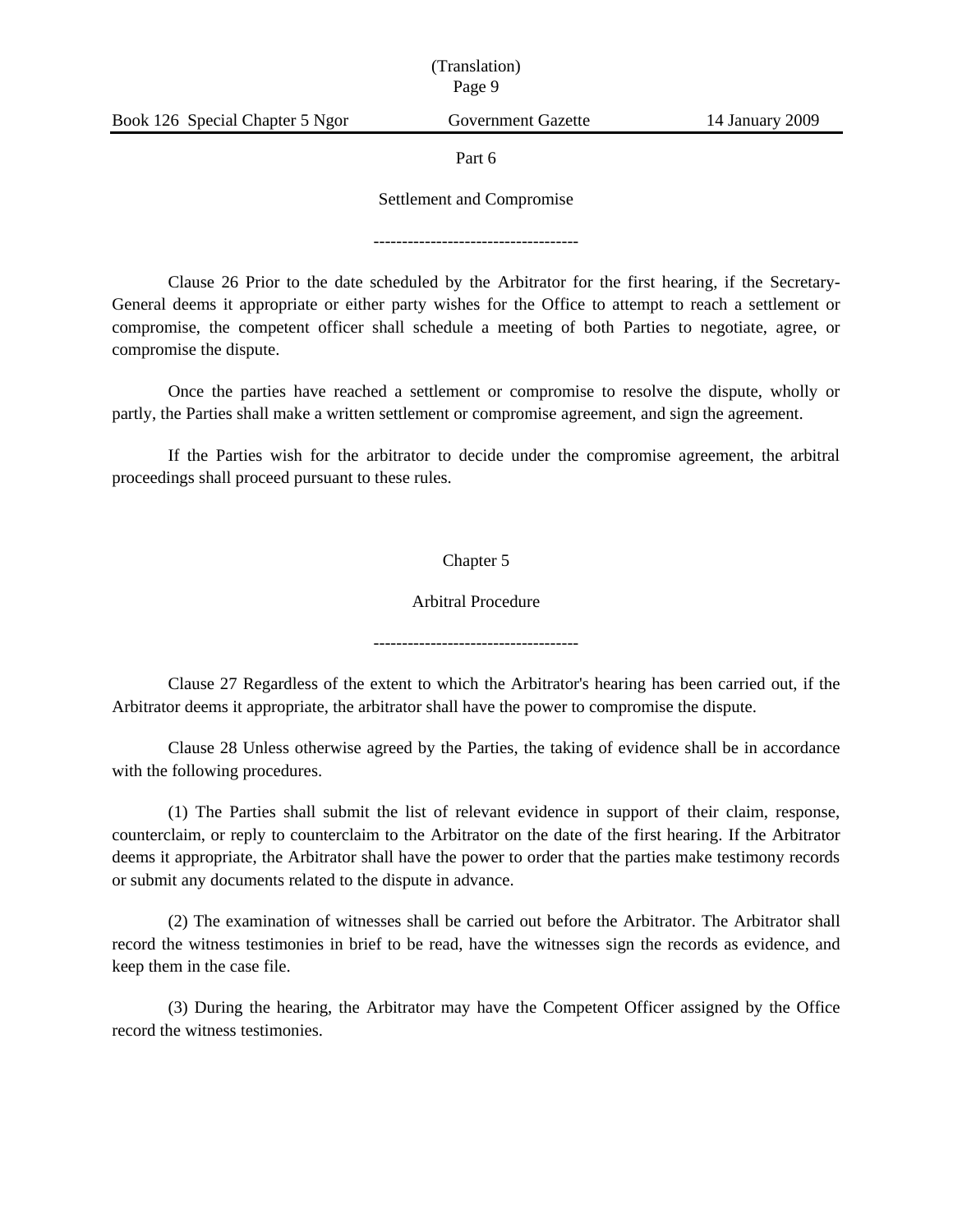Part 6

Settlement and Compromise

------------------------------------

Clause 26 Prior to the date scheduled by the Arbitrator for the first hearing, if the Secretary-General deems it appropriate or either party wishes for the Office to attempt to reach a settlement or compromise, the competent officer shall schedule a meeting of both Parties to negotiate, agree, or compromise the dispute.

Once the parties have reached a settlement or compromise to resolve the dispute, wholly or partly, the Parties shall make a written settlement or compromise agreement, and sign the agreement.

If the Parties wish for the arbitrator to decide under the compromise agreement, the arbitral proceedings shall proceed pursuant to these rules.

Chapter 5

Arbitral Procedure

------------------------------------

Clause 27 Regardless of the extent to which the Arbitrator's hearing has been carried out, if the Arbitrator deems it appropriate, the arbitrator shall have the power to compromise the dispute.

Clause 28 Unless otherwise agreed by the Parties, the taking of evidence shall be in accordance with the following procedures.

(1) The Parties shall submit the list of relevant evidence in support of their claim, response, counterclaim, or reply to counterclaim to the Arbitrator on the date of the first hearing. If the Arbitrator deems it appropriate, the Arbitrator shall have the power to order that the parties make testimony records or submit any documents related to the dispute in advance.

(2) The examination of witnesses shall be carried out before the Arbitrator. The Arbitrator shall record the witness testimonies in brief to be read, have the witnesses sign the records as evidence, and keep them in the case file.

(3) During the hearing, the Arbitrator may have the Competent Officer assigned by the Office record the witness testimonies.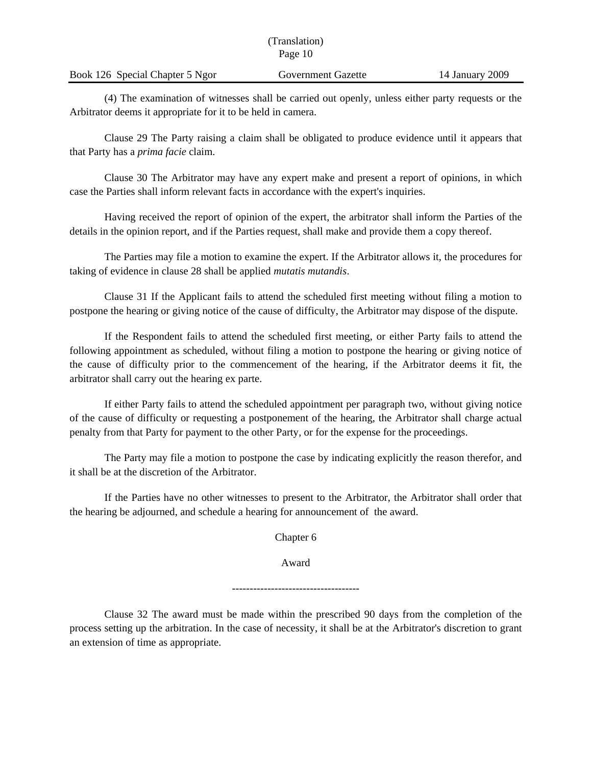(4) The examination of witnesses shall be carried out openly, unless either party requests or the Arbitrator deems it appropriate for it to be held in camera.

Clause 29 The Party raising a claim shall be obligated to produce evidence until it appears that that Party has a *prima facie* claim.

Clause 30 The Arbitrator may have any expert make and present a report of opinions, in which case the Parties shall inform relevant facts in accordance with the expert's inquiries.

Having received the report of opinion of the expert, the arbitrator shall inform the Parties of the details in the opinion report, and if the Parties request, shall make and provide them a copy thereof.

The Parties may file a motion to examine the expert. If the Arbitrator allows it, the procedures for taking of evidence in clause 28 shall be applied *mutatis mutandis*.

Clause 31 If the Applicant fails to attend the scheduled first meeting without filing a motion to postpone the hearing or giving notice of the cause of difficulty, the Arbitrator may dispose of the dispute.

If the Respondent fails to attend the scheduled first meeting, or either Party fails to attend the following appointment as scheduled, without filing a motion to postpone the hearing or giving notice of the cause of difficulty prior to the commencement of the hearing, if the Arbitrator deems it fit, the arbitrator shall carry out the hearing ex parte.

If either Party fails to attend the scheduled appointment per paragraph two, without giving notice of the cause of difficulty or requesting a postponement of the hearing, the Arbitrator shall charge actual penalty from that Party for payment to the other Party, or for the expense for the proceedings.

The Party may file a motion to postpone the case by indicating explicitly the reason therefor, and it shall be at the discretion of the Arbitrator.

If the Parties have no other witnesses to present to the Arbitrator, the Arbitrator shall order that the hearing be adjourned, and schedule a hearing for announcement of the award.

## Chapter 6

## Award

------------------------------------

Clause 32 The award must be made within the prescribed 90 days from the completion of the process setting up the arbitration. In the case of necessity, it shall be at the Arbitrator's discretion to grant an extension of time as appropriate.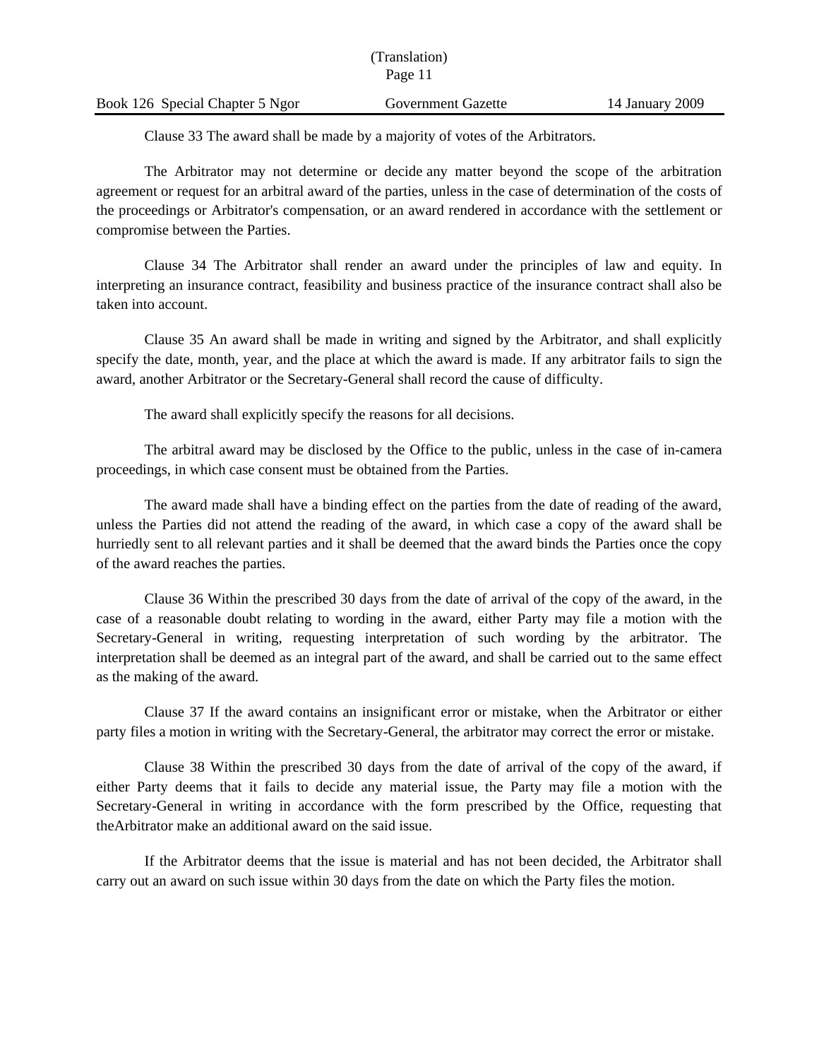Clause 33 The award shall be made by a majority of votes of the Arbitrators.

The Arbitrator may not determine or decide any matter beyond the scope of the arbitration agreement or request for an arbitral award of the parties, unless in the case of determination of the costs of the proceedings or Arbitrator's compensation, or an award rendered in accordance with the settlement or compromise between the Parties.

Clause 34 The Arbitrator shall render an award under the principles of law and equity. In interpreting an insurance contract, feasibility and business practice of the insurance contract shall also be taken into account.

Clause 35 An award shall be made in writing and signed by the Arbitrator, and shall explicitly specify the date, month, year, and the place at which the award is made. If any arbitrator fails to sign the award, another Arbitrator or the Secretary-General shall record the cause of difficulty.

The award shall explicitly specify the reasons for all decisions.

The arbitral award may be disclosed by the Office to the public, unless in the case of in-camera proceedings, in which case consent must be obtained from the Parties.

The award made shall have a binding effect on the parties from the date of reading of the award, unless the Parties did not attend the reading of the award, in which case a copy of the award shall be hurriedly sent to all relevant parties and it shall be deemed that the award binds the Parties once the copy of the award reaches the parties.

Clause 36 Within the prescribed 30 days from the date of arrival of the copy of the award, in the case of a reasonable doubt relating to wording in the award, either Party may file a motion with the Secretary-General in writing, requesting interpretation of such wording by the arbitrator. The interpretation shall be deemed as an integral part of the award, and shall be carried out to the same effect as the making of the award.

Clause 37 If the award contains an insignificant error or mistake, when the Arbitrator or either party files a motion in writing with the Secretary-General, the arbitrator may correct the error or mistake.

Clause 38 Within the prescribed 30 days from the date of arrival of the copy of the award, if either Party deems that it fails to decide any material issue, the Party may file a motion with the Secretary-General in writing in accordance with the form prescribed by the Office, requesting that theArbitrator make an additional award on the said issue.

If the Arbitrator deems that the issue is material and has not been decided, the Arbitrator shall carry out an award on such issue within 30 days from the date on which the Party files the motion.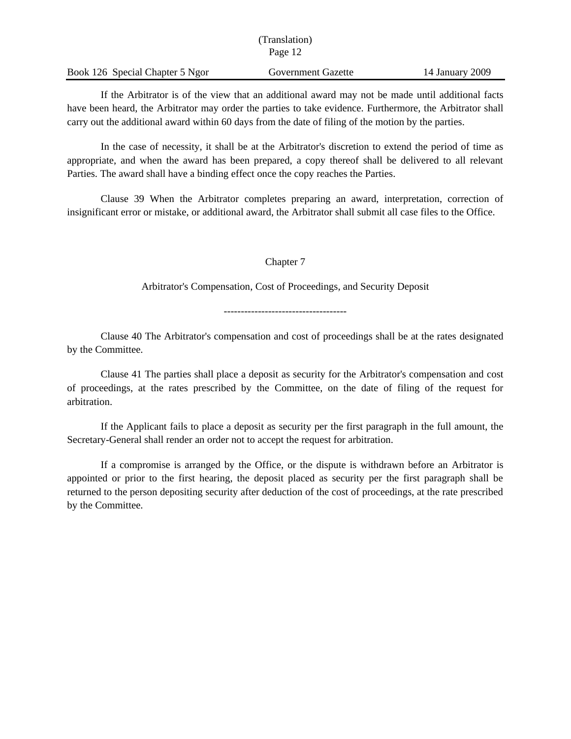If the Arbitrator is of the view that an additional award may not be made until additional facts have been heard, the Arbitrator may order the parties to take evidence. Furthermore, the Arbitrator shall carry out the additional award within 60 days from the date of filing of the motion by the parties.

In the case of necessity, it shall be at the Arbitrator's discretion to extend the period of time as appropriate, and when the award has been prepared, a copy thereof shall be delivered to all relevant Parties. The award shall have a binding effect once the copy reaches the Parties.

Clause 39 When the Arbitrator completes preparing an award, interpretation, correction of insignificant error or mistake, or additional award, the Arbitrator shall submit all case files to the Office.

## Chapter 7

## Arbitrator's Compensation, Cost of Proceedings, and Security Deposit

------------------------------------

Clause 40 The Arbitrator's compensation and cost of proceedings shall be at the rates designated by the Committee.

Clause 41 The parties shall place a deposit as security for the Arbitrator's compensation and cost of proceedings, at the rates prescribed by the Committee, on the date of filing of the request for arbitration.

If the Applicant fails to place a deposit as security per the first paragraph in the full amount, the Secretary-General shall render an order not to accept the request for arbitration.

If a compromise is arranged by the Office, or the dispute is withdrawn before an Arbitrator is appointed or prior to the first hearing, the deposit placed as security per the first paragraph shall be returned to the person depositing security after deduction of the cost of proceedings, at the rate prescribed by the Committee.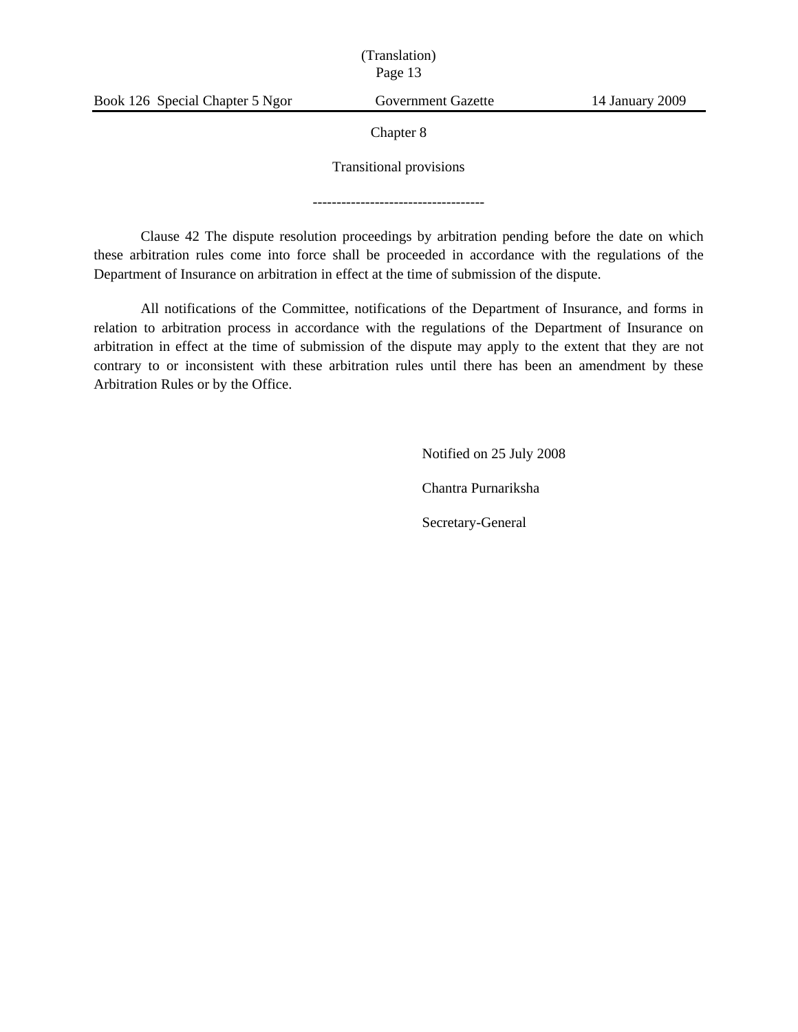## Chapter 8

## Transitional provisions

------------------------------------

Clause 42 The dispute resolution proceedings by arbitration pending before the date on which these arbitration rules come into force shall be proceeded in accordance with the regulations of the Department of Insurance on arbitration in effect at the time of submission of the dispute.

All notifications of the Committee, notifications of the Department of Insurance, and forms in relation to arbitration process in accordance with the regulations of the Department of Insurance on arbitration in effect at the time of submission of the dispute may apply to the extent that they are not contrary to or inconsistent with these arbitration rules until there has been an amendment by these Arbitration Rules or by the Office.

Notified on 25 July 2008

Chantra Purnariksha

Secretary-General